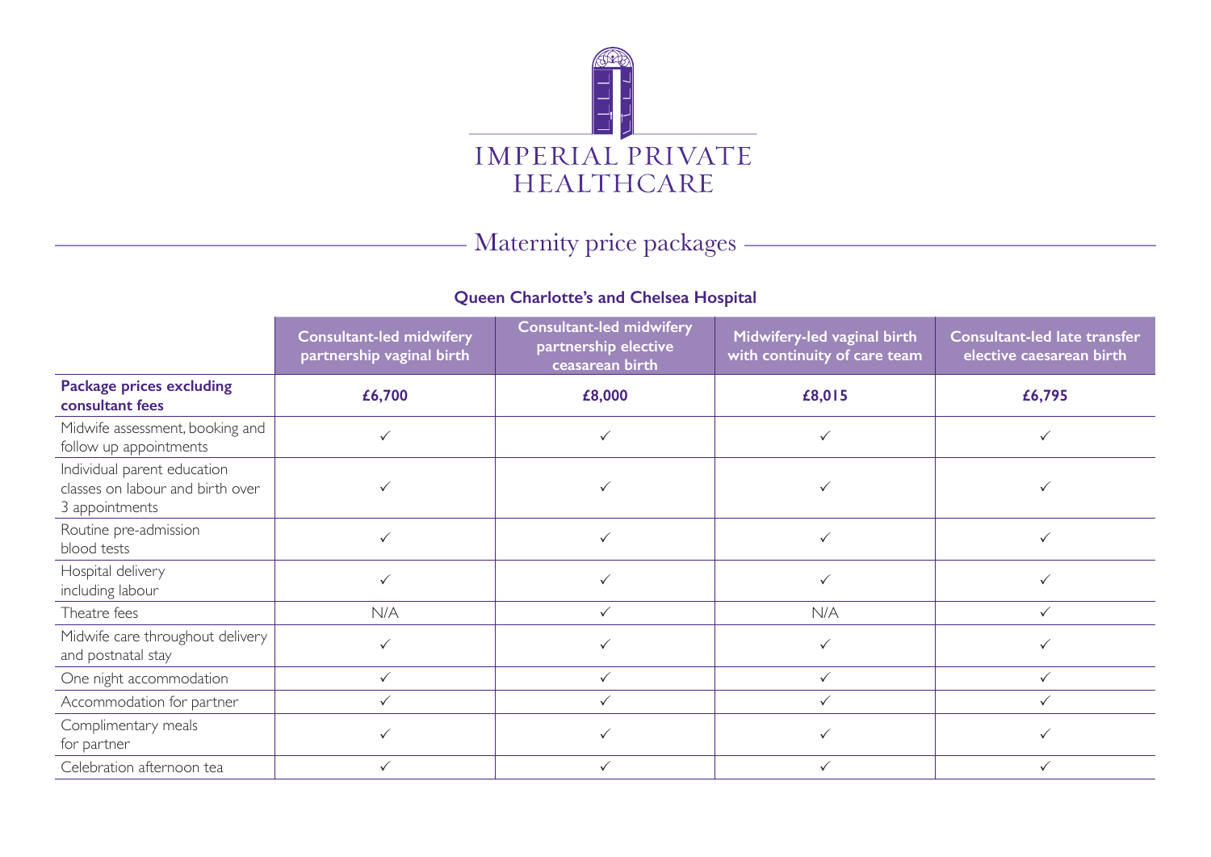# IMPERIAL PRIVATE HEALTHCARE

## Maternity price packages

### Queen Charlotte's and Chelsea Hospital

| | Consultant-led midwifery partnership vaginal birth | Consultant-led midwifery partnership elective ceasarean birth | Midwifery-led vaginal birth with continuity of care team | Consultant-led late transfer elective caesarean birth |
|---|---|---|---|---|
| **Package prices excluding consultant fees** | **£6,700** | **£8,000** | **£8,015** | **£6,795** |
| Midwife assessment, booking and follow up appointments | ✓ | ✓ | ✓ | ✓ |
| Individual parent education classes on labour and birth over 3 appointments | ✓ | ✓ | ✓ | ✓ |
| Routine pre-admission blood tests | ✓ | ✓ | ✓ | ✓ |
| Hospital delivery including labour | ✓ | ✓ | ✓ | ✓ |
| Theatre fees | N/A | ✓ | N/A | ✓ |
| Midwife care throughout delivery and postnatal stay | ✓ | ✓ | ✓ | ✓ |
| One night accommodation | ✓ | ✓ | ✓ | ✓ |
| Accommodation for partner | ✓ | ✓ | ✓ | ✓ |
| Complimentary meals for partner | ✓ | ✓ | ✓ | ✓ |
| Celebration afternoon tea | ✓ | ✓ | ✓ | ✓ |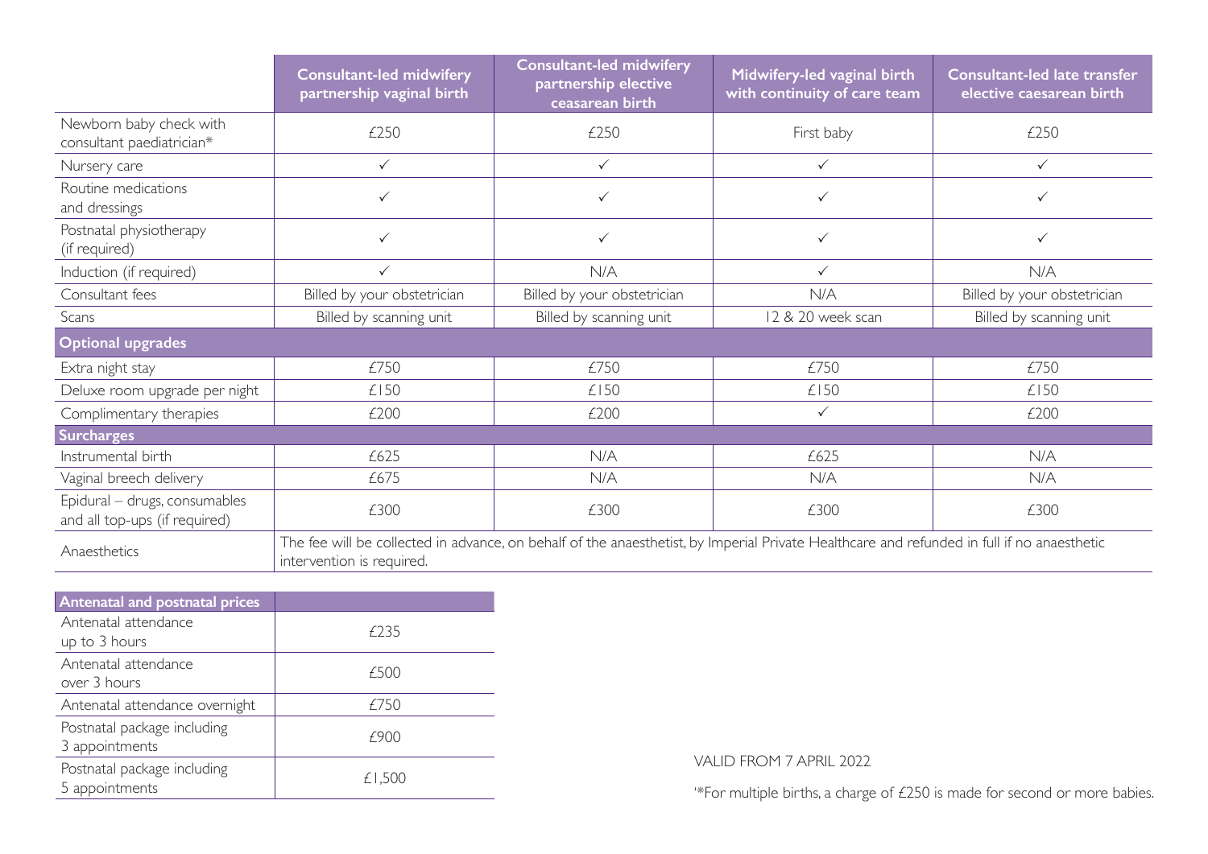| | Consultant-led midwifery partnership vaginal birth | Consultant-led midwifery partnership elective ceasarean birth | Midwifery-led vaginal birth with continuity of care team | Consultant-led late transfer elective caesarean birth |
|---|---|---|---|---|
| Newborn baby check with consultant paediatrician* | £250 | £250 | First baby | £250 |
| Nursery care | ✓ | ✓ | ✓ | ✓ |
| Routine medications and dressings | ✓ | ✓ | ✓ | ✓ |
| Postnatal physiotherapy (if required) | ✓ | ✓ | ✓ | ✓ |
| Induction (if required) | ✓ | N/A | ✓ | N/A |
| Consultant fees | Billed by your obstetrician | Billed by your obstetrician | N/A | Billed by your obstetrician |
| Scans | Billed by scanning unit | Billed by scanning unit | 12 & 20 week scan | Billed by scanning unit |
| **Optional upgrades** | | | | |
| Extra night stay | £750 | £750 | £750 | £750 |
| Deluxe room upgrade per night | £150 | £150 | £150 | £150 |
| Complimentary therapies | £200 | £200 | ✓ | £200 |
| **Surcharges** | | | | |
| Instrumental birth | £625 | N/A | £625 | N/A |
| Vaginal breech delivery | £675 | N/A | N/A | N/A |
| Epidural – drugs, consumables and all top-ups (if required) | £300 | £300 | £300 | £300 |
| Anaesthetics | The fee will be collected in advance, on behalf of the anaesthetist, by Imperial Private Healthcare and refunded in full if no anaesthetic intervention is required. | | | |

| Antenatal and postnatal prices | |
|---|---|
| Antenatal attendance up to 3 hours | £235 |
| Antenatal attendance over 3 hours | £500 |
| Antenatal attendance overnight | £750 |
| Postnatal package including 3 appointments | £900 |
| Postnatal package including 5 appointments | £1,500 |

VALID FROM 7 APRIL 2022

'*For multiple births, a charge of £250 is made for second or more babies.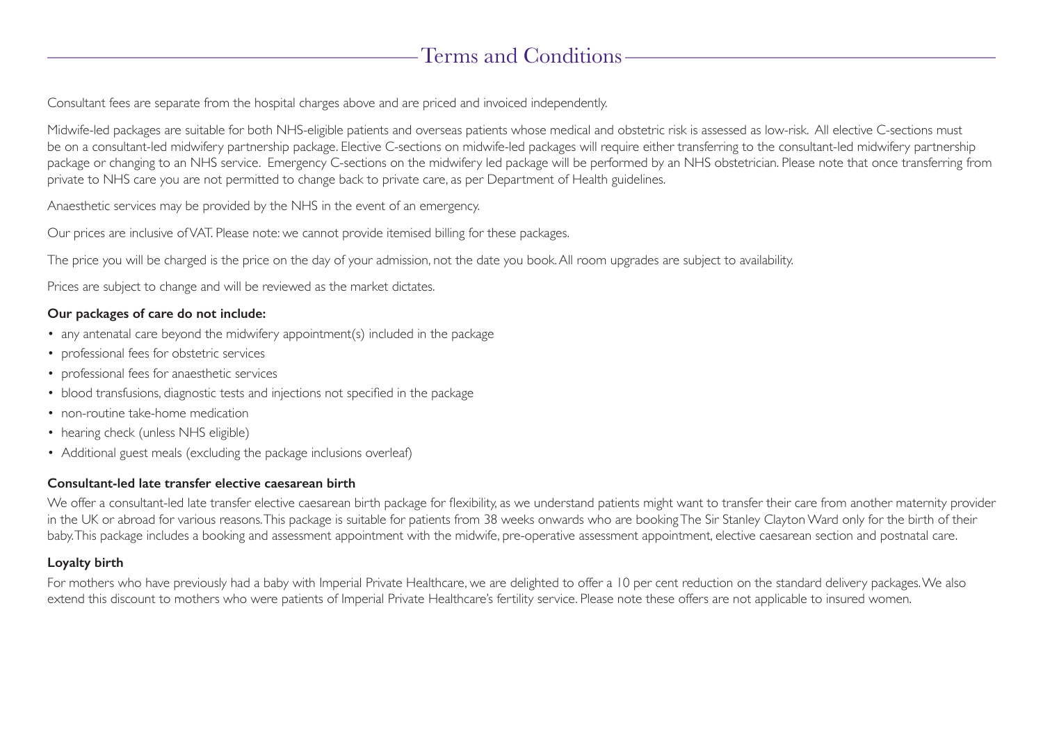# Terms and Conditions

Consultant fees are separate from the hospital charges above and are priced and invoiced independently.

Midwife-led packages are suitable for both NHS-eligible patients and overseas patients whose medical and obstetric risk is assessed as low-risk. All elective C-sections must be on a consultant-led midwifery partnership package. Elective C-sections on midwife-led packages will require either transferring to the consultant-led midwifery partnership package or changing to an NHS service. Emergency C-sections on the midwifery led package will be performed by an NHS obstetrician. Please note that once transferring from private to NHS care you are not permitted to change back to private care, as per Department of Health guidelines.

Anaesthetic services may be provided by the NHS in the event of an emergency.

Our prices are inclusive of VAT. Please note: we cannot provide itemised billing for these packages.

The price you will be charged is the price on the day of your admission, not the date you book. All room upgrades are subject to availability.

Prices are subject to change and will be reviewed as the market dictates.

**Our packages of care do not include:**

- any antenatal care beyond the midwifery appointment(s) included in the package
- professional fees for obstetric services
- professional fees for anaesthetic services
- blood transfusions, diagnostic tests and injections not specified in the package
- non-routine take-home medication
- hearing check (unless NHS eligible)
- Additional guest meals (excluding the package inclusions overleaf)

**Consultant-led late transfer elective caesarean birth**

We offer a consultant-led late transfer elective caesarean birth package for flexibility, as we understand patients might want to transfer their care from another maternity provider in the UK or abroad for various reasons. This package is suitable for patients from 38 weeks onwards who are booking The Sir Stanley Clayton Ward only for the birth of their baby. This package includes a booking and assessment appointment with the midwife, pre-operative assessment appointment, elective caesarean section and postnatal care.

**Loyalty birth**

For mothers who have previously had a baby with Imperial Private Healthcare, we are delighted to offer a 10 per cent reduction on the standard delivery packages. We also extend this discount to mothers who were patients of Imperial Private Healthcare's fertility service. Please note these offers are not applicable to insured women.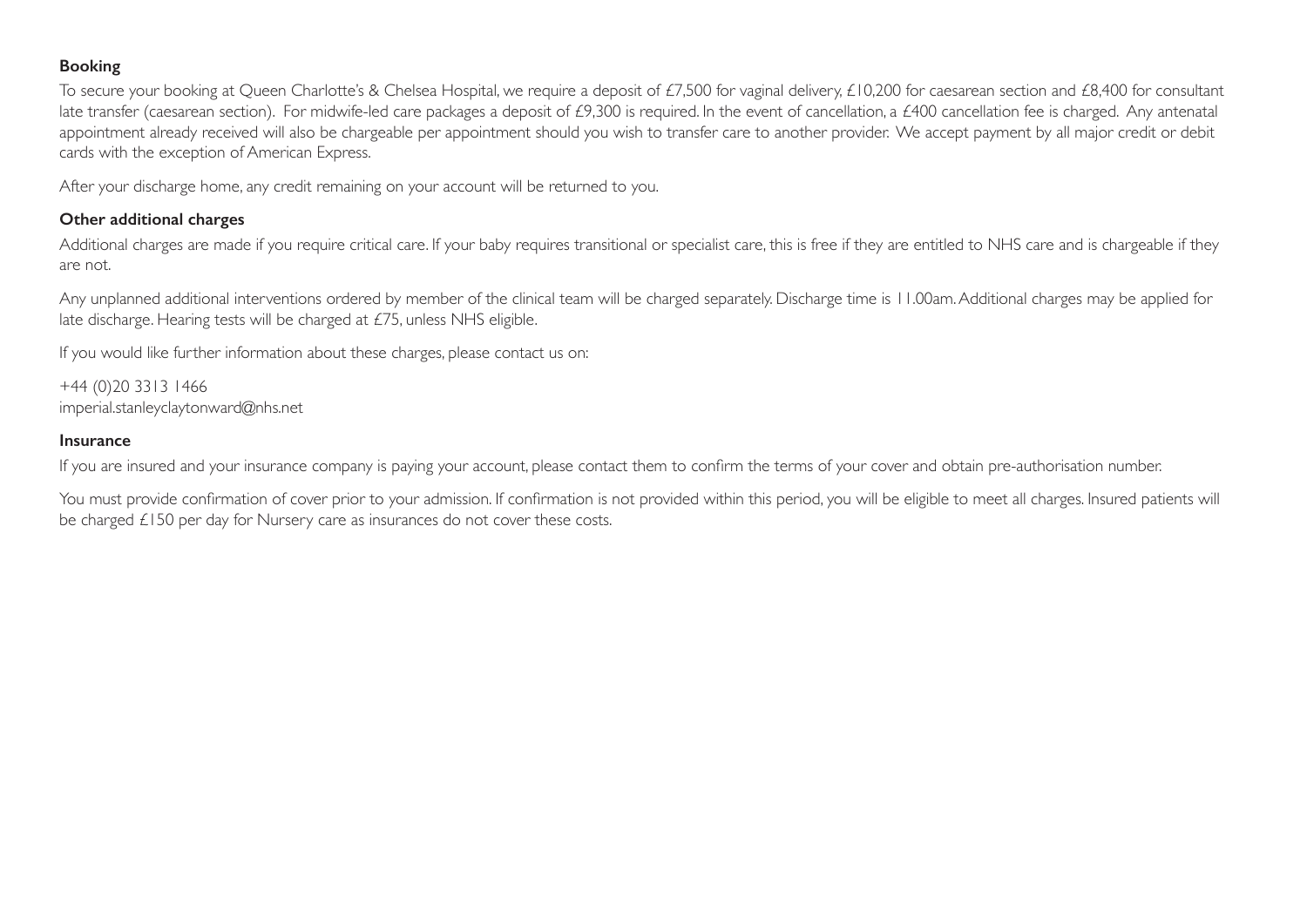**Booking**

To secure your booking at Queen Charlotte's & Chelsea Hospital, we require a deposit of £7,500 for vaginal delivery, £10,200 for caesarean section and £8,400 for consultant late transfer (caesarean section). For midwife-led care packages a deposit of £9,300 is required. In the event of cancellation, a £400 cancellation fee is charged. Any antenatal appointment already received will also be chargeable per appointment should you wish to transfer care to another provider. We accept payment by all major credit or debit cards with the exception of American Express.

After your discharge home, any credit remaining on your account will be returned to you.

**Other additional charges**

Additional charges are made if you require critical care. If your baby requires transitional or specialist care, this is free if they are entitled to NHS care and is chargeable if they are not.

Any unplanned additional interventions ordered by member of the clinical team will be charged separately. Discharge time is 11.00am. Additional charges may be applied for late discharge. Hearing tests will be charged at £75, unless NHS eligible.

If you would like further information about these charges, please contact us on:

+44 (0)20 3313 1466
imperial.stanleyclaytonward@nhs.net

**Insurance**

If you are insured and your insurance company is paying your account, please contact them to confirm the terms of your cover and obtain pre-authorisation number.

You must provide confirmation of cover prior to your admission. If confirmation is not provided within this period, you will be eligible to meet all charges. Insured patients will be charged £150 per day for Nursery care as insurances do not cover these costs.